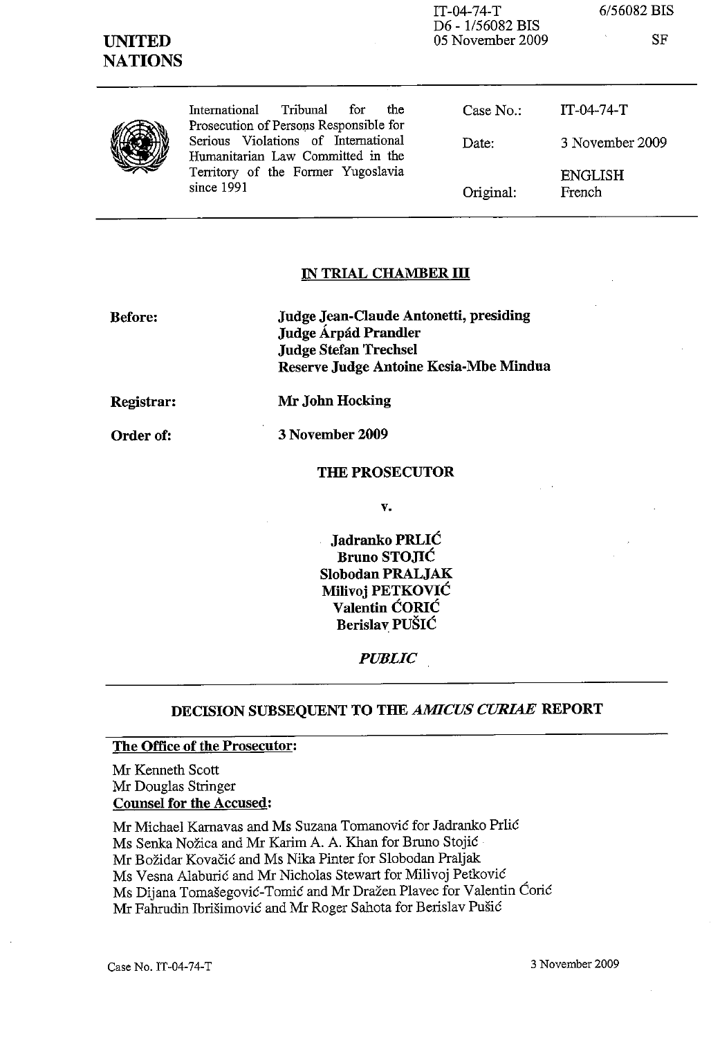IT-04-74-T
D6 - 1/56082 BIS
05 November 2009

6/56082 BIS

SF

**UNITED NATIONS**

| | | |
|---|---|---|
| International Tribunal for the Prosecution of Persons Responsible for Serious Violations of International Humanitarian Law Committed in the Territory of the Former Yugoslavia since 1991 | Case No.: | IT-04-74-T |
| | Date: | 3 November 2009 |
| | Original: | ENGLISH French |

## IN TRIAL CHAMBER III

**Before:** **Judge Jean-Claude Antonetti, presiding**
**Judge Árpád Prandler**
**Judge Stefan Trechsel**
**Reserve Judge Antoine Kesia-Mbe Mindua**

**Registrar:** **Mr John Hocking**

**Order of:** **3 November 2009**

**THE PROSECUTOR**

**v.**

**Jadranko PRLIĆ**
**Bruno STOJIĆ**
**Slobodan PRALJAK**
**Milivoj PETKOVIĆ**
**Valentin ĆORIĆ**
**Berislav PUŠIĆ**

***PUBLIC***

## DECISION SUBSEQUENT TO THE *AMICUS CURIAE* REPORT

**The Office of the Prosecutor:**

Mr Kenneth Scott
Mr Douglas Stringer

**Counsel for the Accused:**

Mr Michael Karnavas and Ms Suzana Tomanović for Jadranko Prlić
Ms Senka Nožica and Mr Karim A. A. Khan for Bruno Stojić
Mr Božidar Kovačić and Ms Nika Pinter for Slobodan Praljak
Ms Vesna Alaburić and Mr Nicholas Stewart for Milivoj Petković
Ms Dijana Tomašegović-Tomić and Mr Dražen Plavec for Valentin Ćorić
Mr Fahrudin Ibrišimović and Mr Roger Sahota for Berislav Pušić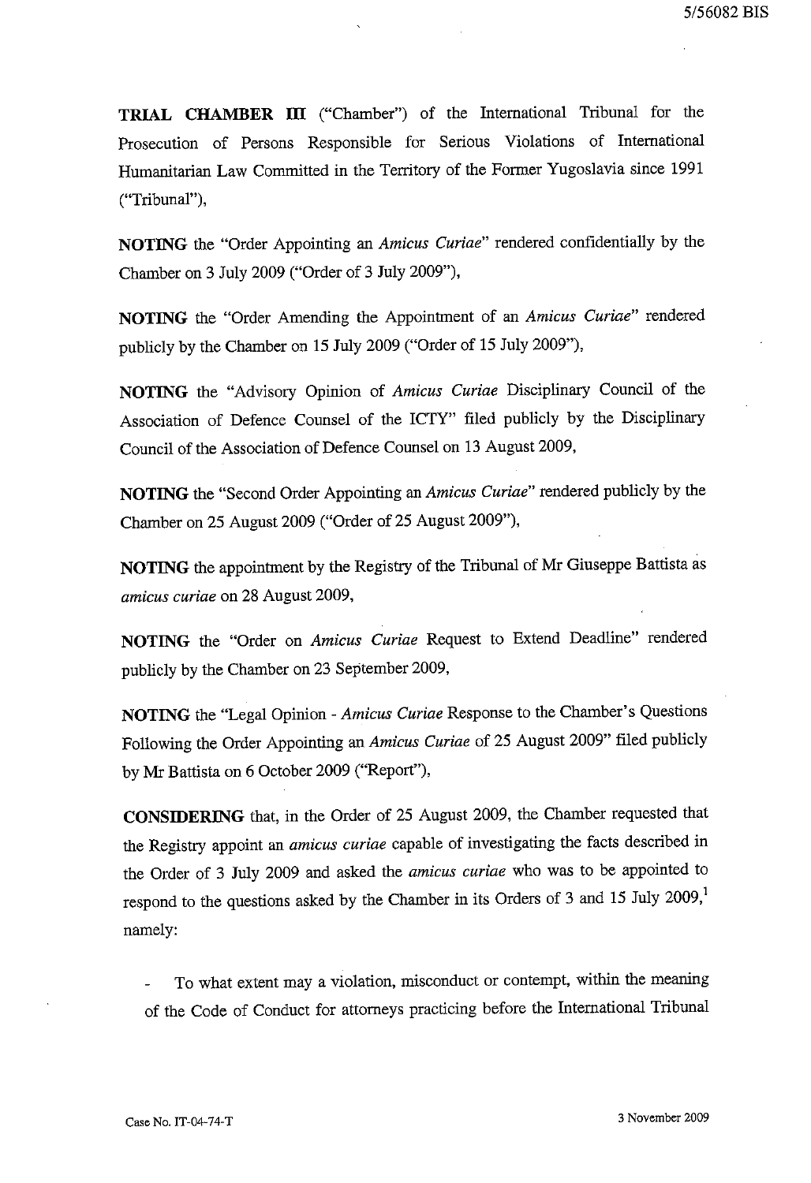**TRIAL CHAMBER III** ("Chamber") of the International Tribunal for the Prosecution of Persons Responsible for Serious Violations of International Humanitarian Law Committed in the Territory of the Former Yugoslavia since 1991 ("Tribunal"),

**NOTING** the "Order Appointing an *Amicus Curiae*" rendered confidentially by the Chamber on 3 July 2009 ("Order of 3 July 2009"),

**NOTING** the "Order Amending the Appointment of an *Amicus Curiae*" rendered publicly by the Chamber on 15 July 2009 ("Order of 15 July 2009"),

**NOTING** the "Advisory Opinion of *Amicus Curiae* Disciplinary Council of the Association of Defence Counsel of the ICTY" filed publicly by the Disciplinary Council of the Association of Defence Counsel on 13 August 2009,

**NOTING** the "Second Order Appointing an *Amicus Curiae*" rendered publicly by the Chamber on 25 August 2009 ("Order of 25 August 2009"),

**NOTING** the appointment by the Registry of the Tribunal of Mr Giuseppe Battista as *amicus curiae* on 28 August 2009,

**NOTING** the "Order on *Amicus Curiae* Request to Extend Deadline" rendered publicly by the Chamber on 23 September 2009,

**NOTING** the "Legal Opinion - *Amicus Curiae* Response to the Chamber's Questions Following the Order Appointing an *Amicus Curiae* of 25 August 2009" filed publicly by Mr Battista on 6 October 2009 ("Report"),

**CONSIDERING** that, in the Order of 25 August 2009, the Chamber requested that the Registry appoint an *amicus curiae* capable of investigating the facts described in the Order of 3 July 2009 and asked the *amicus curiae* who was to be appointed to respond to the questions asked by the Chamber in its Orders of 3 and 15 July 2009,[1] namely:

- To what extent may a violation, misconduct or contempt, within the meaning of the Code of Conduct for attorneys practicing before the International Tribunal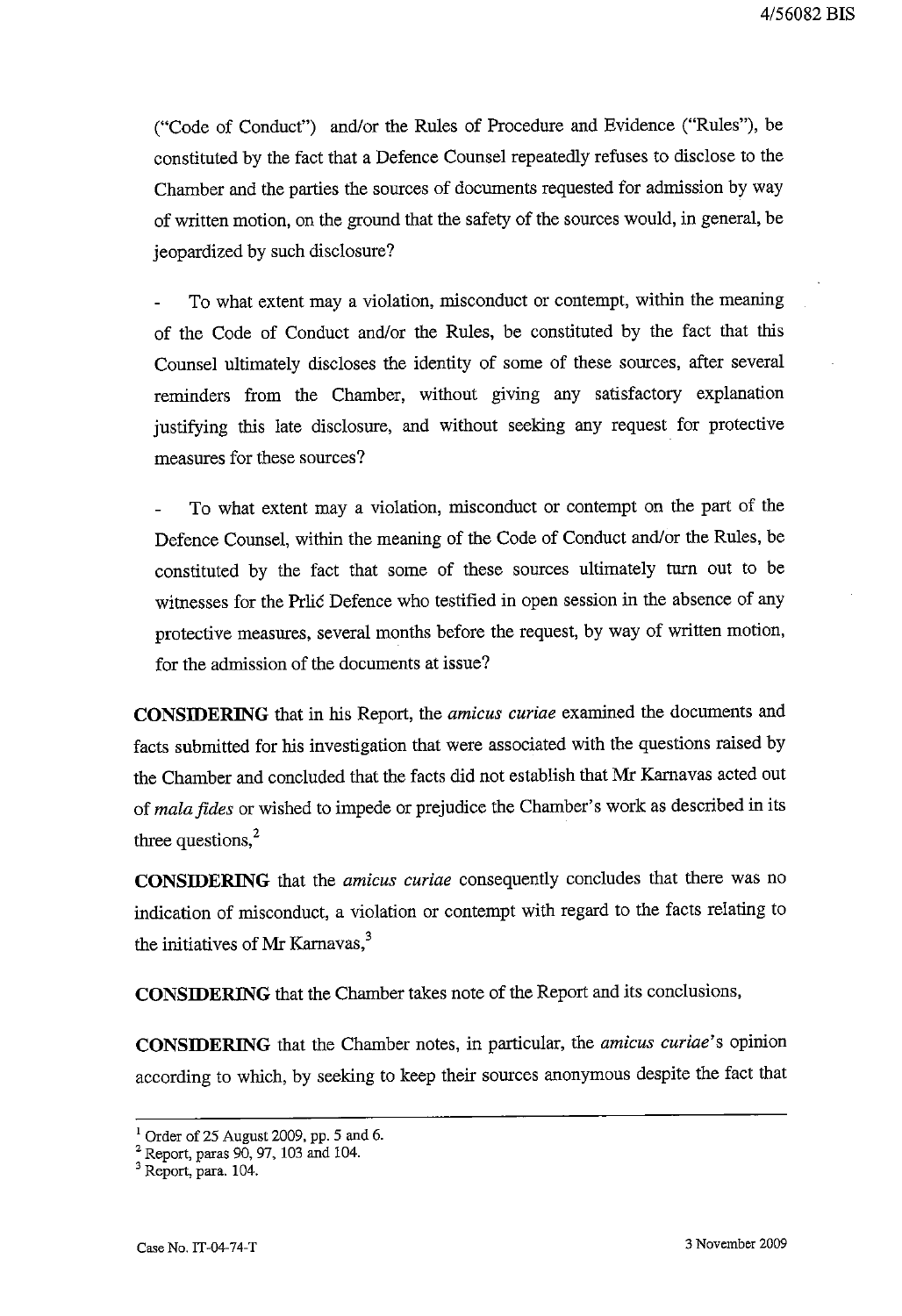("Code of Conduct") and/or the Rules of Procedure and Evidence ("Rules"), be constituted by the fact that a Defence Counsel repeatedly refuses to disclose to the Chamber and the parties the sources of documents requested for admission by way of written motion, on the ground that the safety of the sources would, in general, be jeopardized by such disclosure?

- To what extent may a violation, misconduct or contempt, within the meaning of the Code of Conduct and/or the Rules, be constituted by the fact that this Counsel ultimately discloses the identity of some of these sources, after several reminders from the Chamber, without giving any satisfactory explanation justifying this late disclosure, and without seeking any request for protective measures for these sources?

- To what extent may a violation, misconduct or contempt on the part of the Defence Counsel, within the meaning of the Code of Conduct and/or the Rules, be constituted by the fact that some of these sources ultimately turn out to be witnesses for the Prlić Defence who testified in open session in the absence of any protective measures, several months before the request, by way of written motion, for the admission of the documents at issue?

**CONSIDERING** that in his Report, the *amicus curiae* examined the documents and facts submitted for his investigation that were associated with the questions raised by the Chamber and concluded that the facts did not establish that Mr Karnavas acted out of *mala fides* or wished to impede or prejudice the Chamber's work as described in its three questions,[2]

**CONSIDERING** that the *amicus curiae* consequently concludes that there was no indication of misconduct, a violation or contempt with regard to the facts relating to the initiatives of Mr Karnavas,[3]

**CONSIDERING** that the Chamber takes note of the Report and its conclusions,

**CONSIDERING** that the Chamber notes, in particular, the *amicus curiae*'s opinion according to which, by seeking to keep their sources anonymous despite the fact that

---

[1] Order of 25 August 2009, pp. 5 and 6.

[2] Report, paras 90, 97, 103 and 104.

[3] Report, para. 104.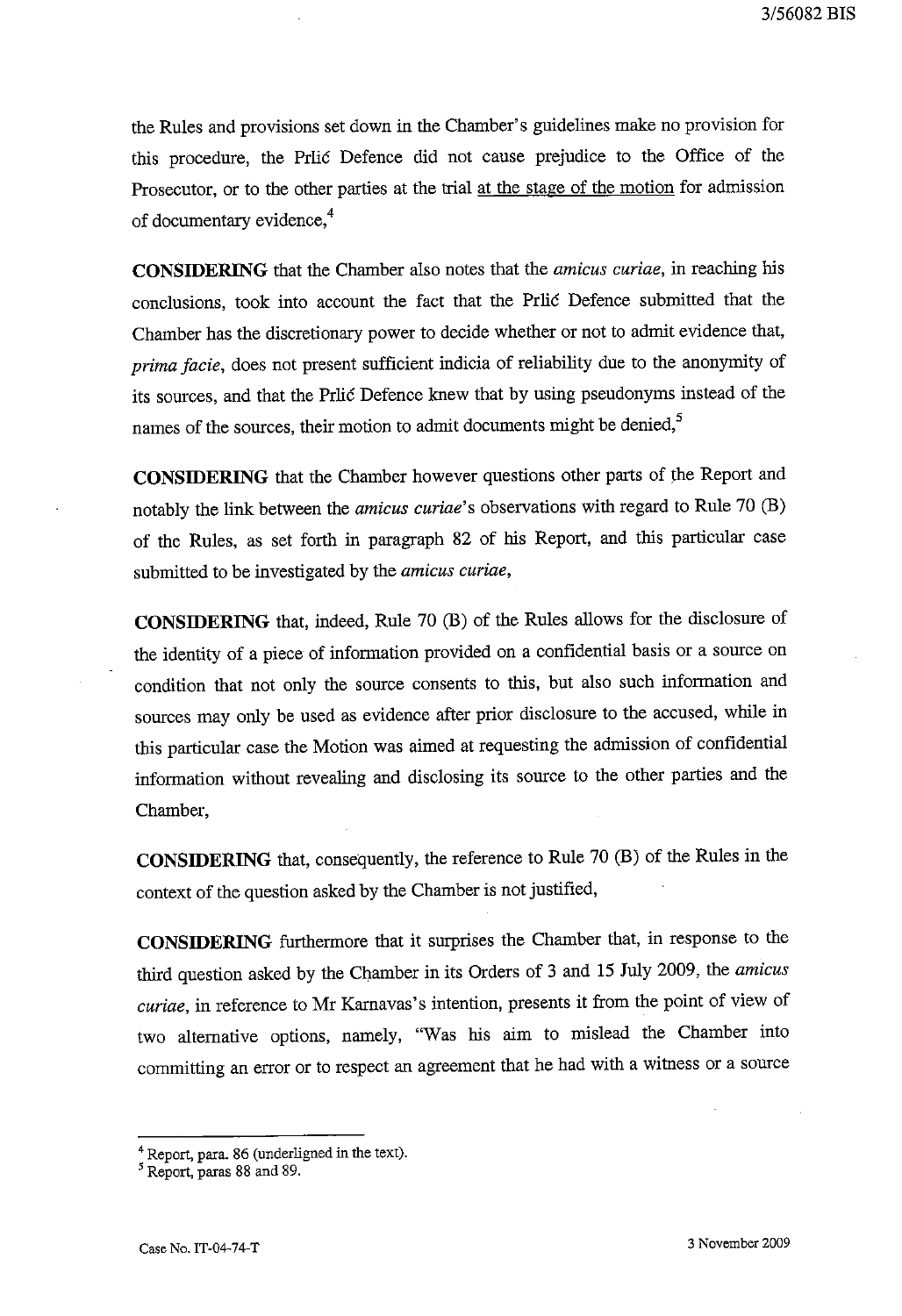the Rules and provisions set down in the Chamber's guidelines make no provision for this procedure, the Prlić Defence did not cause prejudice to the Office of the Prosecutor, or to the other parties at the trial at the stage of the motion for admission of documentary evidence,[4]

**CONSIDERING** that the Chamber also notes that the *amicus curiae*, in reaching his conclusions, took into account the fact that the Prlić Defence submitted that the Chamber has the discretionary power to decide whether or not to admit evidence that, *prima facie*, does not present sufficient indicia of reliability due to the anonymity of its sources, and that the Prlić Defence knew that by using pseudonyms instead of the names of the sources, their motion to admit documents might be denied,[5]

**CONSIDERING** that the Chamber however questions other parts of the Report and notably the link between the *amicus curiae*'s observations with regard to Rule 70 (B) of the Rules, as set forth in paragraph 82 of his Report, and this particular case submitted to be investigated by the *amicus curiae*,

**CONSIDERING** that, indeed, Rule 70 (B) of the Rules allows for the disclosure of the identity of a piece of information provided on a confidential basis or a source on condition that not only the source consents to this, but also such information and sources may only be used as evidence after prior disclosure to the accused, while in this particular case the Motion was aimed at requesting the admission of confidential information without revealing and disclosing its source to the other parties and the Chamber,

**CONSIDERING** that, consequently, the reference to Rule 70 (B) of the Rules in the context of the question asked by the Chamber is not justified,

**CONSIDERING** furthermore that it surprises the Chamber that, in response to the third question asked by the Chamber in its Orders of 3 and 15 July 2009, the *amicus curiae*, in reference to Mr Karnavas's intention, presents it from the point of view of two alternative options, namely, "Was his aim to mislead the Chamber into committing an error or to respect an agreement that he had with a witness or a source

---

[4] Report, para. 86 (underligned in the text).

[5] Report, paras 88 and 89.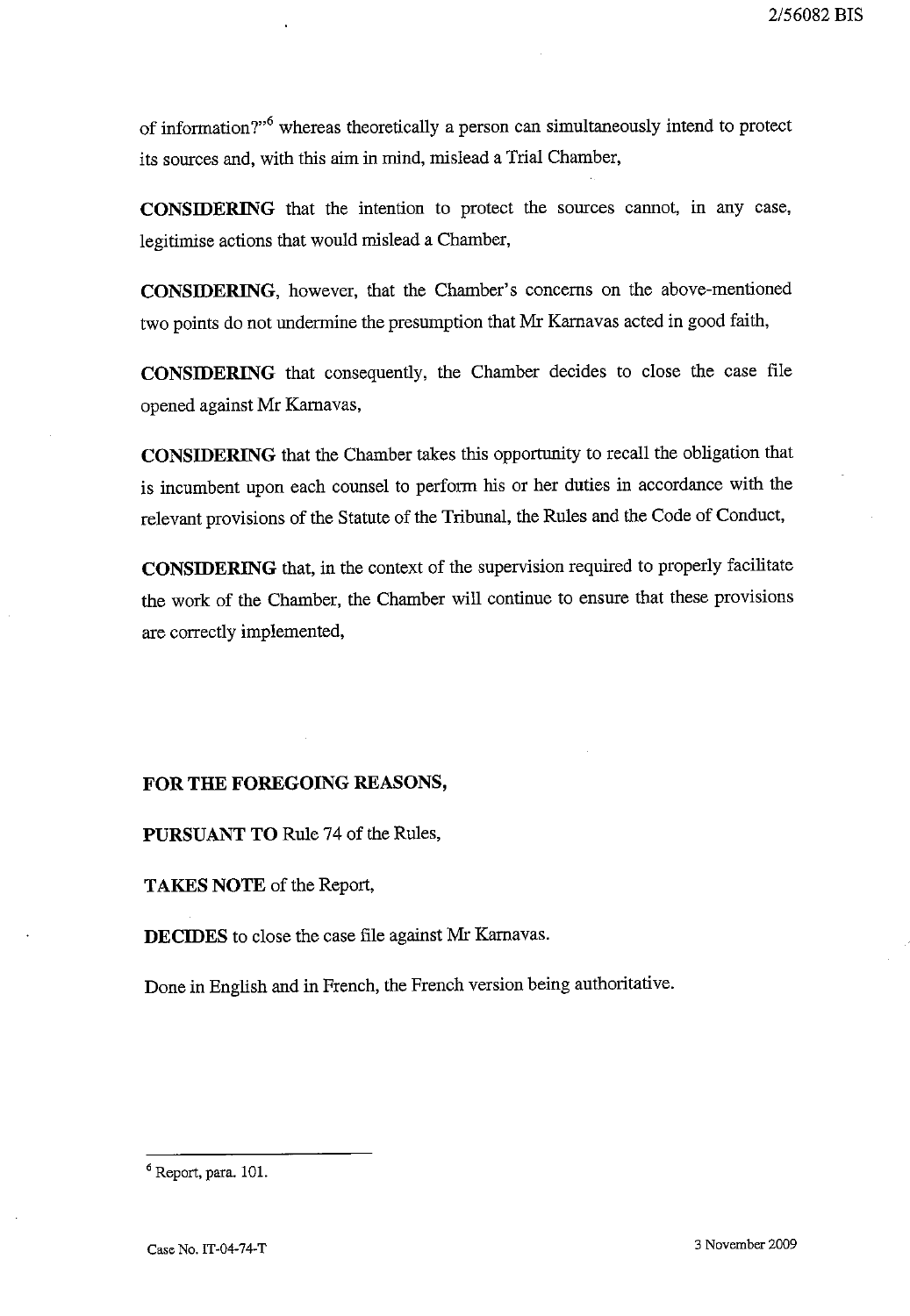of information?"[6] whereas theoretically a person can simultaneously intend to protect its sources and, with this aim in mind, mislead a Trial Chamber,

**CONSIDERING** that the intention to protect the sources cannot, in any case, legitimise actions that would mislead a Chamber,

**CONSIDERING**, however, that the Chamber's concerns on the above-mentioned two points do not undermine the presumption that Mr Karnavas acted in good faith,

**CONSIDERING** that consequently, the Chamber decides to close the case file opened against Mr Karnavas,

**CONSIDERING** that the Chamber takes this opportunity to recall the obligation that is incumbent upon each counsel to perform his or her duties in accordance with the relevant provisions of the Statute of the Tribunal, the Rules and the Code of Conduct,

**CONSIDERING** that, in the context of the supervision required to properly facilitate the work of the Chamber, the Chamber will continue to ensure that these provisions are correctly implemented,

**FOR THE FOREGOING REASONS,**

**PURSUANT TO** Rule 74 of the Rules,

**TAKES NOTE** of the Report,

**DECIDES** to close the case file against Mr Karnavas.

Done in English and in French, the French version being authoritative.

---

[6] Report, para. 101.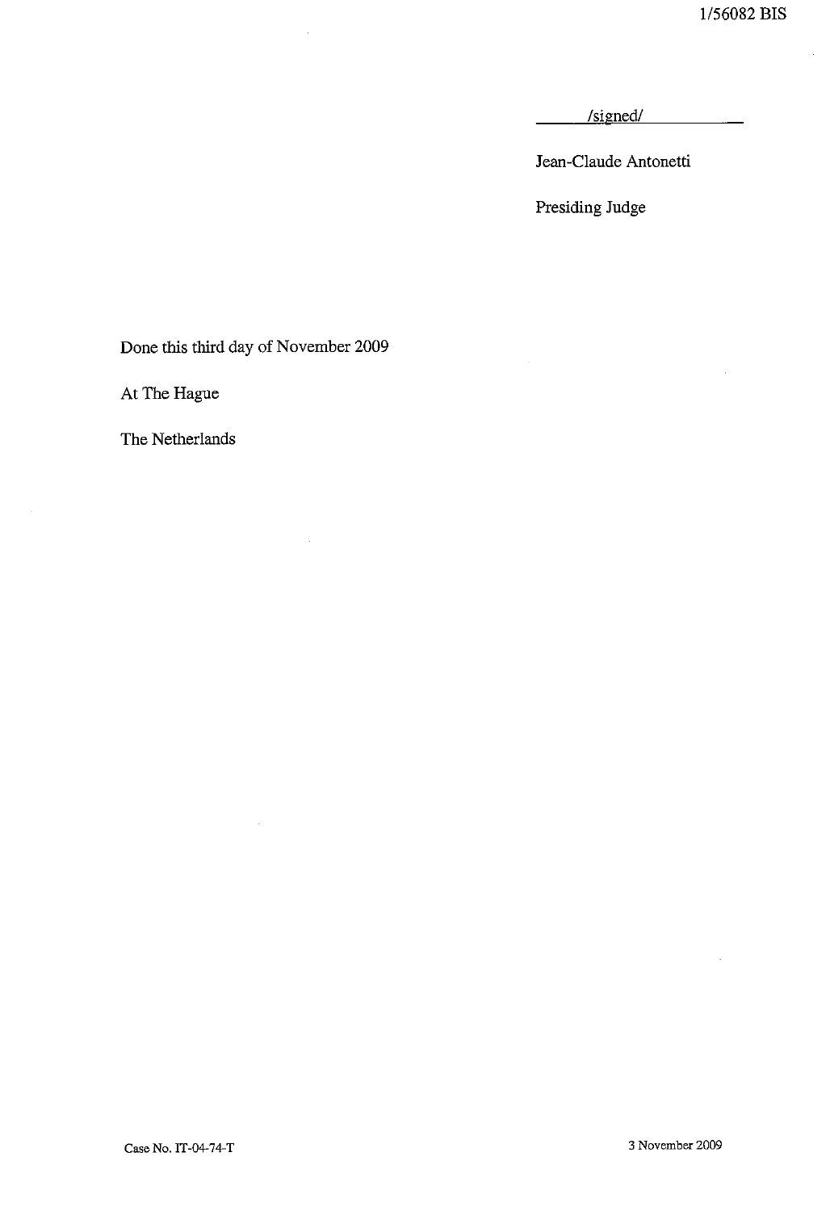/signed/

Jean-Claude Antonetti

Presiding Judge

Done this third day of November 2009

At The Hague

The Netherlands